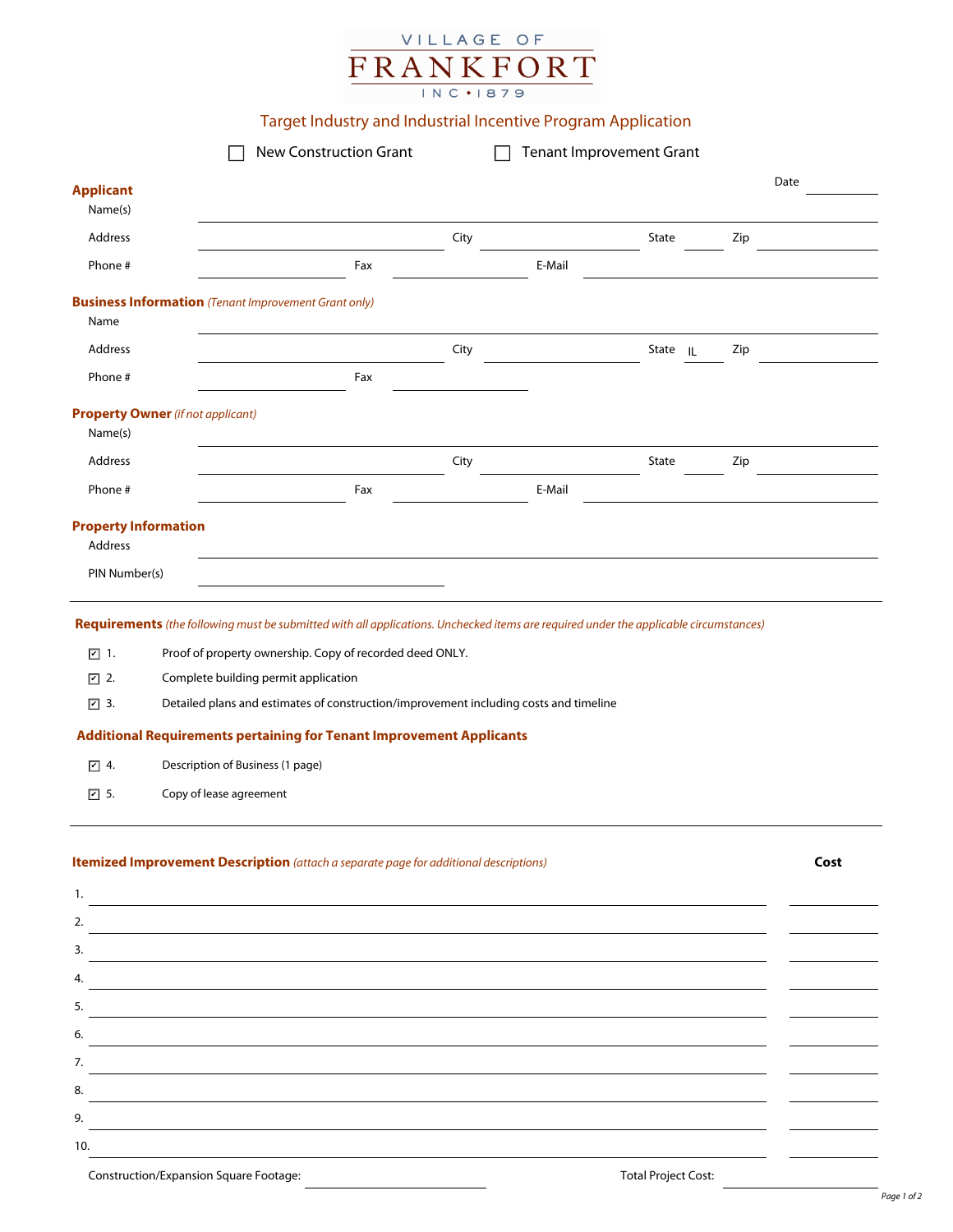VILLAGE OF

# FRANKFORT

INC • 1879

## Target Industry and Industrial Incentive Program Application

☐ New Construction Grant ☐ Tenant Improvement Grant

Date ________

### Applicant

Name(s) ________________________________________

Address ____________________ City ____________ State ______ Zip ________

Phone # ____________ Fax ____________ E-Mail ____________________

### Business Information *(Tenant Improvement Grant only)*

Name ________________________________________

Address ____________________ City ____________ State IL Zip ________

Phone # ____________ Fax ____________

### Property Owner *(if not applicant)*

Name(s) ________________________________________

Address ____________________ City ____________ State ______ Zip ________

Phone # ____________ Fax ____________ E-Mail ____________________

### Property Information

Address ________________________________________

PIN Number(s) ____________________

---

### Requirements *(the following must be submitted with all applications. Unchecked items are required under the applicable circumstances)*

☑ 1. Proof of property ownership. Copy of recorded deed ONLY.

☑ 2. Complete building permit application

☑ 3. Detailed plans and estimates of construction/improvement including costs and timeline

### Additional Requirements pertaining for Tenant Improvement Applicants

☑ 4. Description of Business (1 page)

☑ 5. Copy of lease agreement

---

### Itemized Improvement Description *(attach a separate page for additional descriptions)*

| | Description | Cost |
|---|---|---|
| 1. | | |
| 2. | | |
| 3. | | |
| 4. | | |
| 5. | | |
| 6. | | |
| 7. | | |
| 8. | | |
| 9. | | |
| 10. | | |

Construction/Expansion Square Footage: ____________ Total Project Cost: ____________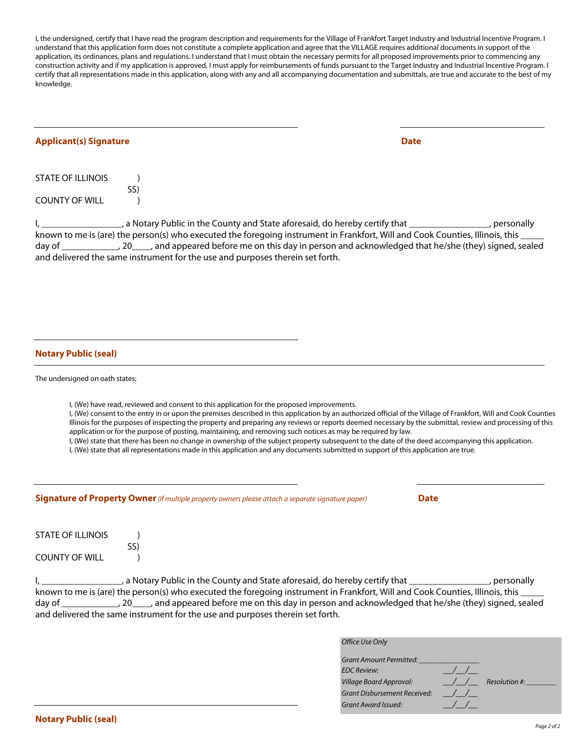I, the undersigned, certify that I have read the program description and requirements for the Village of Frankfort Target Industry and Industrial Incentive Program. I understand that this application form does not constitute a complete application and agree that the VILLAGE requires additional documents in support of the application, its ordinances, plans and regulations. I understand that I must obtain the necessary permits for all proposed improvements prior to commencing any construction activity and if my application is approved, I must apply for reimbursements of funds pursuant to the Target Industry and Industrial Incentive Program. I certify that all representations made in this application, along with any and all accompanying documentation and submittals, are true and accurate to the best of my knowledge.

______________________________________________ ______________________

**Applicant(s) Signature** **Date**

STATE OF ILLINOIS )
SS)
COUNTY OF WILL )

I, _________________, a Notary Public in the County and State aforesaid, do hereby certify that _________________, personally known to me is (are) the person(s) who executed the foregoing instrument in Frankfort, Will and Cook Counties, Illinois, this _____ day of ____________, 20____, and appeared before me on this day in person and acknowledged that he/she (they) signed, sealed and delivered the same instrument for the use and purposes therein set forth.

______________________________________________

**Notary Public (seal)**

The undersigned on oath states:

I, (We) have read, reviewed and consent to this application for the proposed improvements.
I, (We) consent to the entry in or upon the premises described in this application by an authorized official of the Village of Frankfort, Will and Cook Counties Illinois for the purposes of inspecting the property and preparing any reviews or reports deemed necessary by the submittal, review and processing of this application or for the purpose of posting, maintaining, and removing such notices as may be required by law.
I, (We) state that there has been no change in ownership of the subject property subsequent to the date of the deed accompanying this application.
I, (We) state that all representations made in this application and any documents submitted in support of this application are true.

______________________________________________ ______________________

**Signature of Property Owner** *(If multiple property owners please attach a separate signature paper)* **Date**

STATE OF ILLINOIS )
SS)
COUNTY OF WILL )

I, _________________, a Notary Public in the County and State aforesaid, do hereby certify that _________________, personally known to me is (are) the person(s) who executed the foregoing instrument in Frankfort, Will and Cook Counties, Illinois, this _____ day of ____________, 20____, and appeared before me on this day in person and acknowledged that he/she (they) signed, sealed and delivered the same instrument for the use and purposes therein set forth.

______________________________________________

**Notary Public (seal)**

*Office Use Only*

*Grant Amount Permitted:* ________________
*EDC Review:* ___/___/___
*Village Board Approval:* ___/___/___ *Resolution #:* ________
*Grant Disbursement Received:* ___/___/___
*Grant Award Issued:* ___/___/___